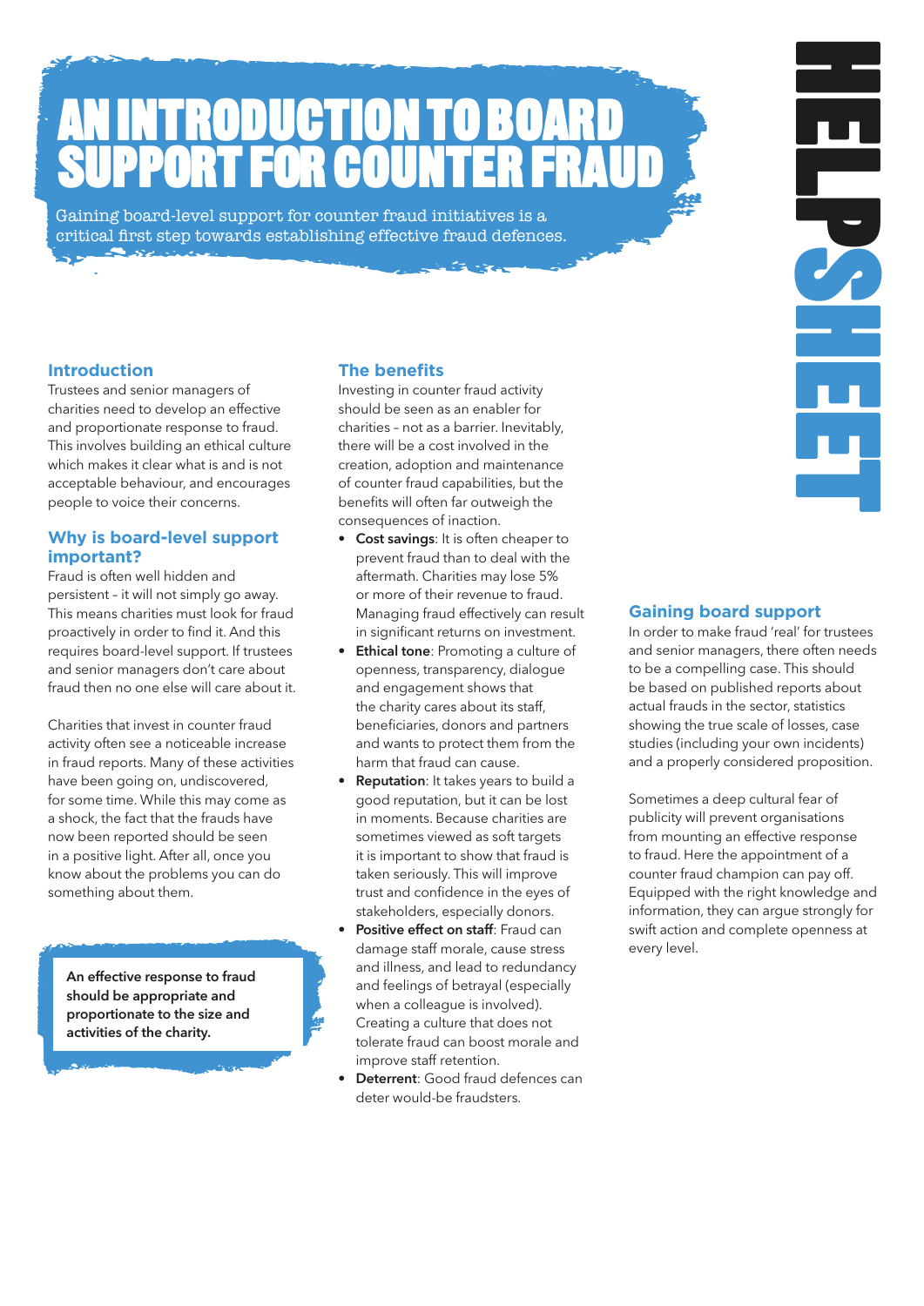# AN INTRODUCTION TO BOARD SUPPORT FOR COUNTER FRAUD

Gaining board-level support for counter fraud initiatives is a critical first step towards establishing effective fraud defences.

HELPSHEET

## Introduction

Trustees and senior managers of charities need to develop an effective and proportionate response to fraud. This involves building an ethical culture which makes it clear what is and is not acceptable behaviour, and encourages people to voice their concerns.

## Why is board-level support important?

Fraud is often well hidden and persistent – it will not simply go away. This means charities must look for fraud proactively in order to find it. And this requires board-level support. If trustees and senior managers don't care about fraud then no one else will care about it.

Charities that invest in counter fraud activity often see a noticeable increase in fraud reports. Many of these activities have been going on, undiscovered, for some time. While this may come as a shock, the fact that the frauds have now been reported should be seen in a positive light. After all, once you know about the problems you can do something about them.

**An effective response to fraud should be appropriate and proportionate to the size and activities of the charity.**

## The benefits

Investing in counter fraud activity should be seen as an enabler for charities – not as a barrier. Inevitably, there will be a cost involved in the creation, adoption and maintenance of counter fraud capabilities, but the benefits will often far outweigh the consequences of inaction.

- **Cost savings**: It is often cheaper to prevent fraud than to deal with the aftermath. Charities may lose 5% or more of their revenue to fraud. Managing fraud effectively can result in significant returns on investment.
- **Ethical tone**: Promoting a culture of openness, transparency, dialogue and engagement shows that the charity cares about its staff, beneficiaries, donors and partners and wants to protect them from the harm that fraud can cause.
- **Reputation**: It takes years to build a good reputation, but it can be lost in moments. Because charities are sometimes viewed as soft targets it is important to show that fraud is taken seriously. This will improve trust and confidence in the eyes of stakeholders, especially donors.
- **Positive effect on staff**: Fraud can damage staff morale, cause stress and illness, and lead to redundancy and feelings of betrayal (especially when a colleague is involved). Creating a culture that does not tolerate fraud can boost morale and improve staff retention.
- **Deterrent**: Good fraud defences can deter would-be fraudsters.

## Gaining board support

In order to make fraud 'real' for trustees and senior managers, there often needs to be a compelling case. This should be based on published reports about actual frauds in the sector, statistics showing the true scale of losses, case studies (including your own incidents) and a properly considered proposition.

Sometimes a deep cultural fear of publicity will prevent organisations from mounting an effective response to fraud. Here the appointment of a counter fraud champion can pay off. Equipped with the right knowledge and information, they can argue strongly for swift action and complete openness at every level.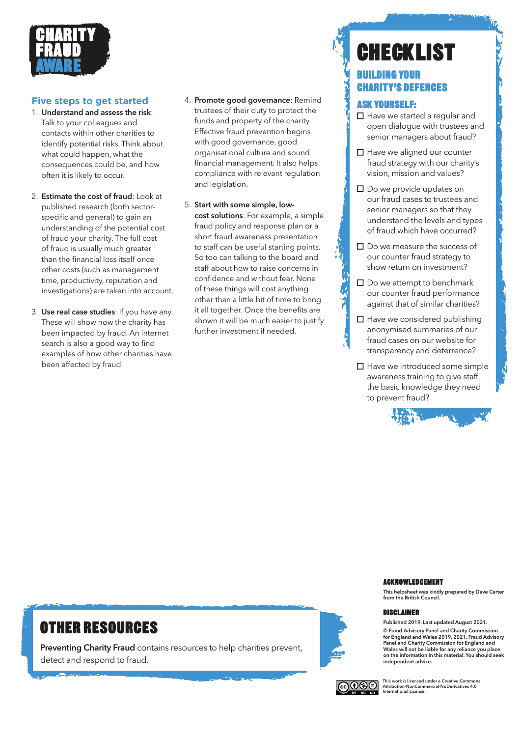# CHARITY FRAUD AWARE

## Five steps to get started

1. **Understand and assess the risk**: Talk to your colleagues and contacts within other charities to identify potential risks. Think about what could happen, what the consequences could be, and how often it is likely to occur.

2. **Estimate the cost of fraud**: Look at published research (both sector-specific and general) to gain an understanding of the potential cost of fraud your charity. The full cost of fraud is usually much greater than the financial loss itself once other costs (such as management time, productivity, reputation and investigations) are taken into account.

3. **Use real case studies**: If you have any. These will show how the charity has been impacted by fraud. An internet search is also a good way to find examples of how other charities have been affected by fraud.

4. **Promote good governance**: Remind trustees of their duty to protect the funds and property of the charity. Effective fraud prevention begins with good governance, good organisational culture and sound financial management. It also helps compliance with relevant regulation and legislation.

5. **Start with some simple, low-cost solutions**: For example, a simple fraud policy and response plan or a short fraud awareness presentation to staff can be useful starting points. So too can talking to the board and staff about how to raise concerns in confidence and without fear. None of these things will cost anything other than a little bit of time to bring it all together. Once the benefits are shown it will be much easier to justify further investment if needed.

# CHECKLIST

## BUILDING YOUR CHARITY'S DEFENCES

### ASK YOURSELF:

- ☐ Have we started a regular and open dialogue with trustees and senior managers about fraud?
- ☐ Have we aligned our counter fraud strategy with our charity's vision, mission and values?
- ☐ Do we provide updates on our fraud cases to trustees and senior managers so that they understand the levels and types of fraud which have occurred?
- ☐ Do we measure the success of our counter fraud strategy to show return on investment?
- ☐ Do we attempt to benchmark our counter fraud performance against that of similar charities?
- ☐ Have we considered publishing anonymised summaries of our fraud cases on our website for transparency and deterrence?
- ☐ Have we introduced some simple awareness training to give staff the basic knowledge they need to prevent fraud?

# OTHER RESOURCES

**Preventing Charity Fraud** contains resources to help charities prevent, detect and respond to fraud.

### ACKNOWLEDGEMENT

This helpsheet was kindly prepared by Dave Carter from the British Council.

### DISCLAIMER

Published 2019. Last updated August 2021.

© Fraud Advisory Panel and Charity Commission for England and Wales 2019, 2021. Fraud Advisory Panel and Charity Commission for England and Wales will not be liable for any reliance you place on the information in this material. You should seek independent advice.

This work is licensed under a Creative Commons Attribution-NonCommercial-NoDerivatives 4.0 International License.